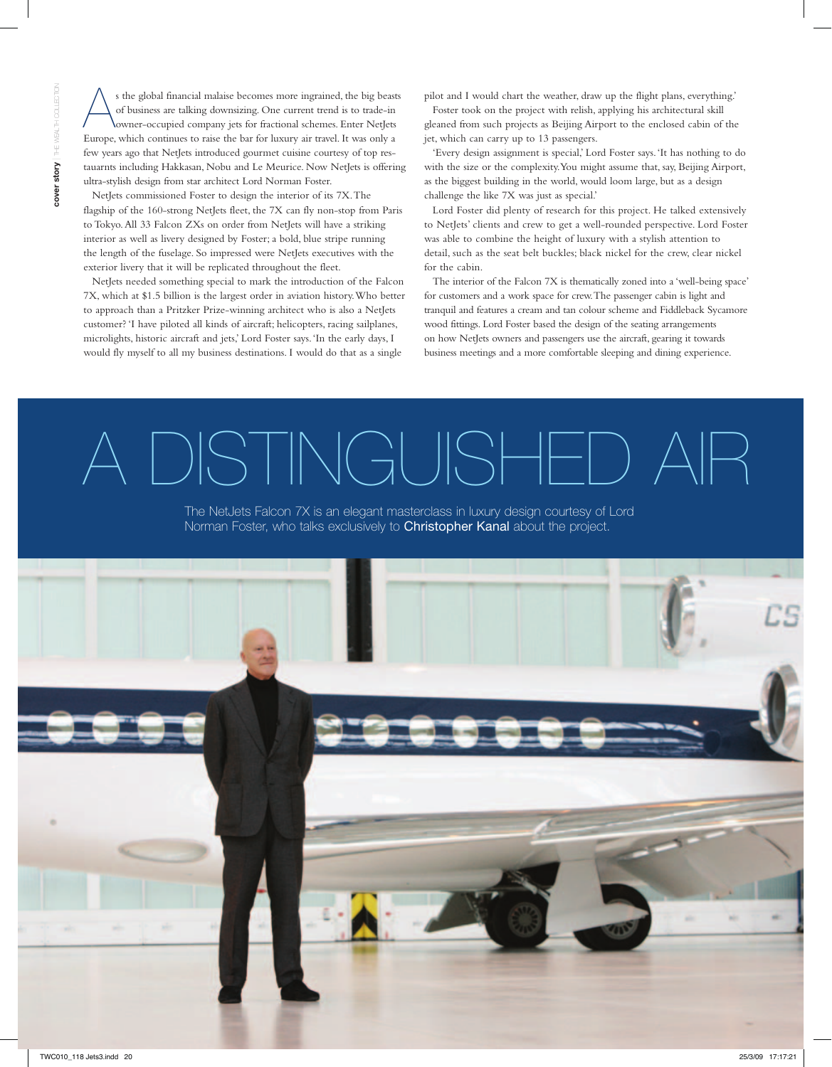# A DISTINGUISHED AIR

The NetJets Falcon 7X is an elegant masterclass in luxury design courtesy of Lord Norman Foster, who talks exclusively to **Christopher Kanal** about the project.

As the global financial malaise becomes more ingrained, the big beasts of business are talking downsizing. One current trend is to trade-in owner-occupied company jets for fractional schemes. Enter NetJets Europe, which continues to raise the bar for luxury air travel. It was only a few years ago that NetJets introduced gourmet cuisine courtesy of top restauarnts including Hakkasan, Nobu and Le Meurice. Now NetJets is offering ultra-stylish design from star architect Lord Norman Foster.

NetJets commissioned Foster to design the interior of its 7X. The flagship of the 160-strong NetJets fleet, the 7X can fly non-stop from Paris to Tokyo. All 33 Falcon ZXs on order from NetJets will have a striking interior as well as livery designed by Foster; a bold, blue stripe running the length of the fuselage. So impressed were NetJets executives with the exterior livery that it will be replicated throughout the fleet.

NetJets needed something special to mark the introduction of the Falcon 7X, which at $1.5 billion is the largest order in aviation history. Who better to approach than a Pritzker Prize-winning architect who is also a NetJets customer? 'I have piloted all kinds of aircraft; helicopters, racing sailplanes, microlights, historic aircraft and jets,' Lord Foster says. 'In the early days, I would fly myself to all my business destinations. I would do that as a single pilot and I would chart the weather, draw up the flight plans, everything.'

Foster took on the project with relish, applying his architectural skill gleaned from such projects as Beijing Airport to the enclosed cabin of the jet, which can carry up to 13 passengers.

'Every design assignment is special,' Lord Foster says. 'It has nothing to do with the size or the complexity. You might assume that, say, Beijing Airport, as the biggest building in the world, would loom large, but as a design challenge the like 7X was just as special.'

Lord Foster did plenty of research for this project. He talked extensively to NetJets' clients and crew to get a well-rounded perspective. Lord Foster was able to combine the height of luxury with a stylish attention to detail, such as the seat belt buckles; black nickel for the crew, clear nickel for the cabin.

The interior of the Falcon 7X is thematically zoned into a 'well-being space' for customers and a work space for crew. The passenger cabin is light and tranquil and features a cream and tan colour scheme and Fiddleback Sycamore wood fittings. Lord Foster based the design of the seating arrangements on how NetJets owners and passengers use the aircraft, gearing it towards business meetings and a more comfortable sleeping and dining experience.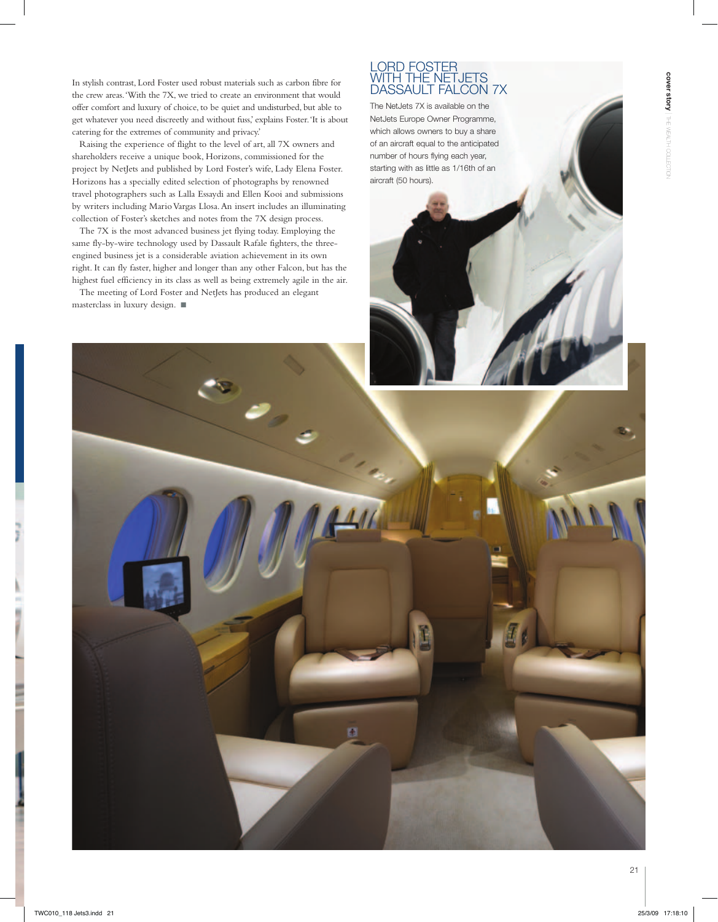In stylish contrast, Lord Foster used robust materials such as carbon fibre for the crew areas. 'With the 7X, we tried to create an environment that would offer comfort and luxury of choice, to be quiet and undisturbed, but able to get whatever you need discreetly and without fuss,' explains Foster. 'It is about catering for the extremes of community and privacy.'

Raising the experience of flight to the level of art, all 7X owners and shareholders receive a unique book, Horizons, commissioned for the project by NetJets and published by Lord Foster's wife, Lady Elena Foster. Horizons has a specially edited selection of photographs by renowned travel photographers such as Lalla Essaydi and Ellen Kooi and submissions by writers including Mario Vargas Llosa. An insert includes an illuminating collection of Foster's sketches and notes from the 7X design process.

The 7X is the most advanced business jet flying today. Employing the same fly-by-wire technology used by Dassault Rafale fighters, the three-engined business jet is a considerable aviation achievement in its own right. It can fly faster, higher and longer than any other Falcon, but has the highest fuel efficiency in its class as well as being extremely agile in the air.

The meeting of Lord Foster and NetJets has produced an elegant masterclass in luxury design. ■

## LORD FOSTER WITH THE NETJETS DASSAULT FALCON 7X

The NetJets 7X is available on the NetJets Europe Owner Programme, which allows owners to buy a share of an aircraft equal to the anticipated number of hours flying each year, starting with as little as 1/16th of an aircraft (50 hours).